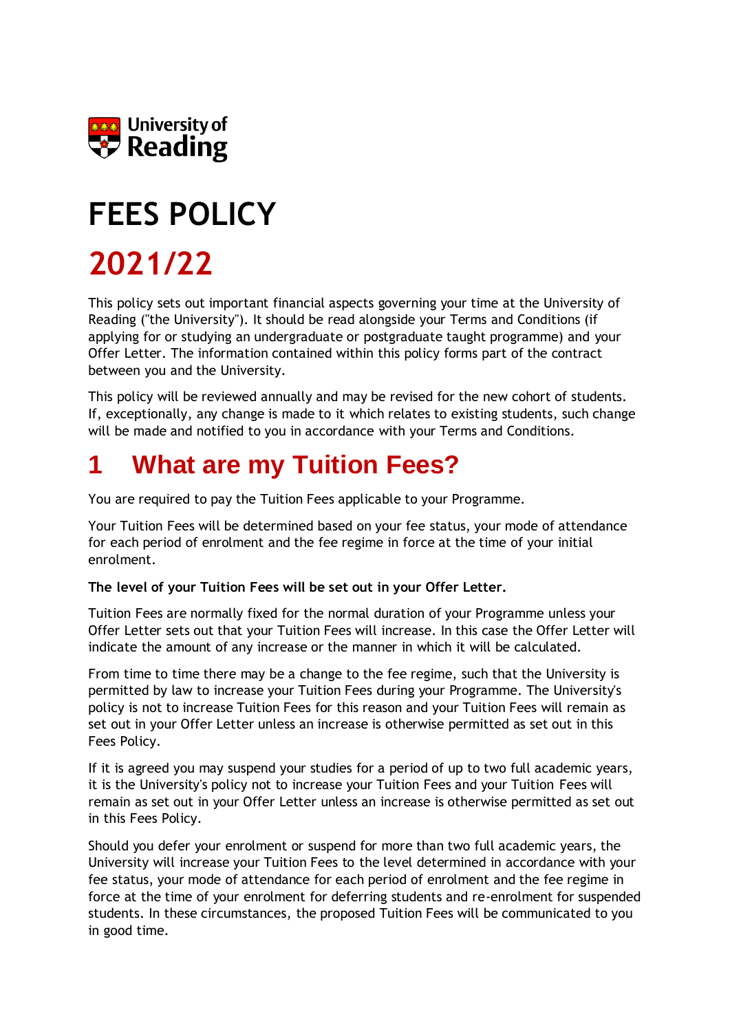University of Reading

# FEES POLICY

# 2021/22

This policy sets out important financial aspects governing your time at the University of Reading ("the University"). It should be read alongside your Terms and Conditions (if applying for or studying an undergraduate or postgraduate taught programme) and your Offer Letter. The information contained within this policy forms part of the contract between you and the University.

This policy will be reviewed annually and may be revised for the new cohort of students. If, exceptionally, any change is made to it which relates to existing students, such change will be made and notified to you in accordance with your Terms and Conditions.

## 1 What are my Tuition Fees?

You are required to pay the Tuition Fees applicable to your Programme.

Your Tuition Fees will be determined based on your fee status, your mode of attendance for each period of enrolment and the fee regime in force at the time of your initial enrolment.

**The level of your Tuition Fees will be set out in your Offer Letter.**

Tuition Fees are normally fixed for the normal duration of your Programme unless your Offer Letter sets out that your Tuition Fees will increase. In this case the Offer Letter will indicate the amount of any increase or the manner in which it will be calculated.

From time to time there may be a change to the fee regime, such that the University is permitted by law to increase your Tuition Fees during your Programme. The University's policy is not to increase Tuition Fees for this reason and your Tuition Fees will remain as set out in your Offer Letter unless an increase is otherwise permitted as set out in this Fees Policy.

If it is agreed you may suspend your studies for a period of up to two full academic years, it is the University's policy not to increase your Tuition Fees and your Tuition Fees will remain as set out in your Offer Letter unless an increase is otherwise permitted as set out in this Fees Policy.

Should you defer your enrolment or suspend for more than two full academic years, the University will increase your Tuition Fees to the level determined in accordance with your fee status, your mode of attendance for each period of enrolment and the fee regime in force at the time of your enrolment for deferring students and re-enrolment for suspended students. In these circumstances, the proposed Tuition Fees will be communicated to you in good time.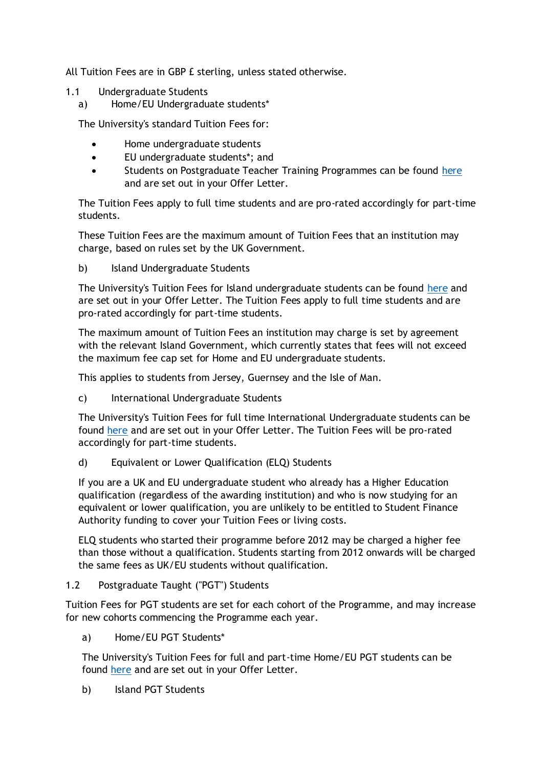All Tuition Fees are in GBP £ sterling, unless stated otherwise.

### 1.1 Undergraduate Students

#### a) Home/EU Undergraduate students*

The University's standard Tuition Fees for:

- Home undergraduate students
- EU undergraduate students*; and
- Students on Postgraduate Teacher Training Programmes can be found here and are set out in your Offer Letter.

The Tuition Fees apply to full time students and are pro-rated accordingly for part-time students.

These Tuition Fees are the maximum amount of Tuition Fees that an institution may charge, based on rules set by the UK Government.

#### b) Island Undergraduate Students

The University's Tuition Fees for Island undergraduate students can be found here and are set out in your Offer Letter. The Tuition Fees apply to full time students and are pro-rated accordingly for part-time students.

The maximum amount of Tuition Fees an institution may charge is set by agreement with the relevant Island Government, which currently states that fees will not exceed the maximum fee cap set for Home and EU undergraduate students.

This applies to students from Jersey, Guernsey and the Isle of Man.

#### c) International Undergraduate Students

The University's Tuition Fees for full time International Undergraduate students can be found here and are set out in your Offer Letter. The Tuition Fees will be pro-rated accordingly for part-time students.

#### d) Equivalent or Lower Qualification (ELQ) Students

If you are a UK and EU undergraduate student who already has a Higher Education qualification (regardless of the awarding institution) and who is now studying for an equivalent or lower qualification, you are unlikely to be entitled to Student Finance Authority funding to cover your Tuition Fees or living costs.

ELQ students who started their programme before 2012 may be charged a higher fee than those without a qualification. Students starting from 2012 onwards will be charged the same fees as UK/EU students without qualification.

### 1.2 Postgraduate Taught ("PGT") Students

Tuition Fees for PGT students are set for each cohort of the Programme, and may increase for new cohorts commencing the Programme each year.

#### a) Home/EU PGT Students*

The University's Tuition Fees for full and part-time Home/EU PGT students can be found here and are set out in your Offer Letter.

#### b) Island PGT Students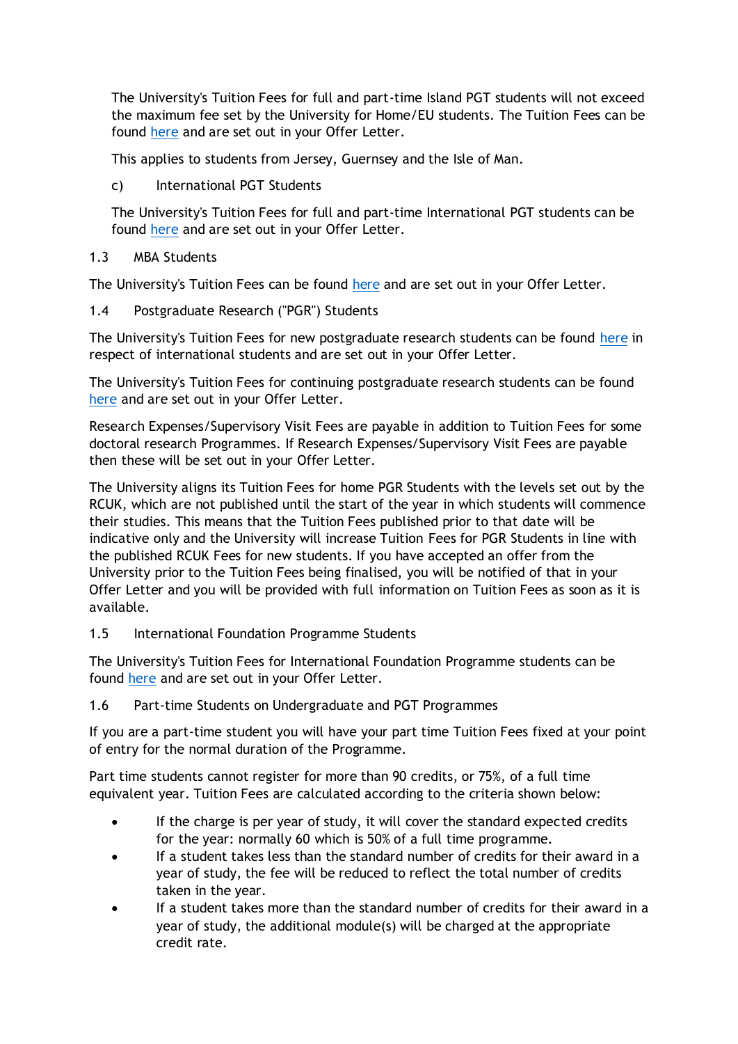The University's Tuition Fees for full and part-time Island PGT students will not exceed the maximum fee set by the University for Home/EU students. The Tuition Fees can be found here and are set out in your Offer Letter.

This applies to students from Jersey, Guernsey and the Isle of Man.

c) International PGT Students

The University's Tuition Fees for full and part-time International PGT students can be found here and are set out in your Offer Letter.

### 1.3 MBA Students

The University's Tuition Fees can be found here and are set out in your Offer Letter.

### 1.4 Postgraduate Research ("PGR") Students

The University's Tuition Fees for new postgraduate research students can be found here in respect of international students and are set out in your Offer Letter.

The University's Tuition Fees for continuing postgraduate research students can be found here and are set out in your Offer Letter.

Research Expenses/Supervisory Visit Fees are payable in addition to Tuition Fees for some doctoral research Programmes. If Research Expenses/Supervisory Visit Fees are payable then these will be set out in your Offer Letter.

The University aligns its Tuition Fees for home PGR Students with the levels set out by the RCUK, which are not published until the start of the year in which students will commence their studies. This means that the Tuition Fees published prior to that date will be indicative only and the University will increase Tuition Fees for PGR Students in line with the published RCUK Fees for new students. If you have accepted an offer from the University prior to the Tuition Fees being finalised, you will be notified of that in your Offer Letter and you will be provided with full information on Tuition Fees as soon as it is available.

### 1.5 International Foundation Programme Students

The University's Tuition Fees for International Foundation Programme students can be found here and are set out in your Offer Letter.

### 1.6 Part-time Students on Undergraduate and PGT Programmes

If you are a part-time student you will have your part time Tuition Fees fixed at your point of entry for the normal duration of the Programme.

Part time students cannot register for more than 90 credits, or 75%, of a full time equivalent year. Tuition Fees are calculated according to the criteria shown below:

- If the charge is per year of study, it will cover the standard expected credits for the year: normally 60 which is 50% of a full time programme.
- If a student takes less than the standard number of credits for their award in a year of study, the fee will be reduced to reflect the total number of credits taken in the year.
- If a student takes more than the standard number of credits for their award in a year of study, the additional module(s) will be charged at the appropriate credit rate.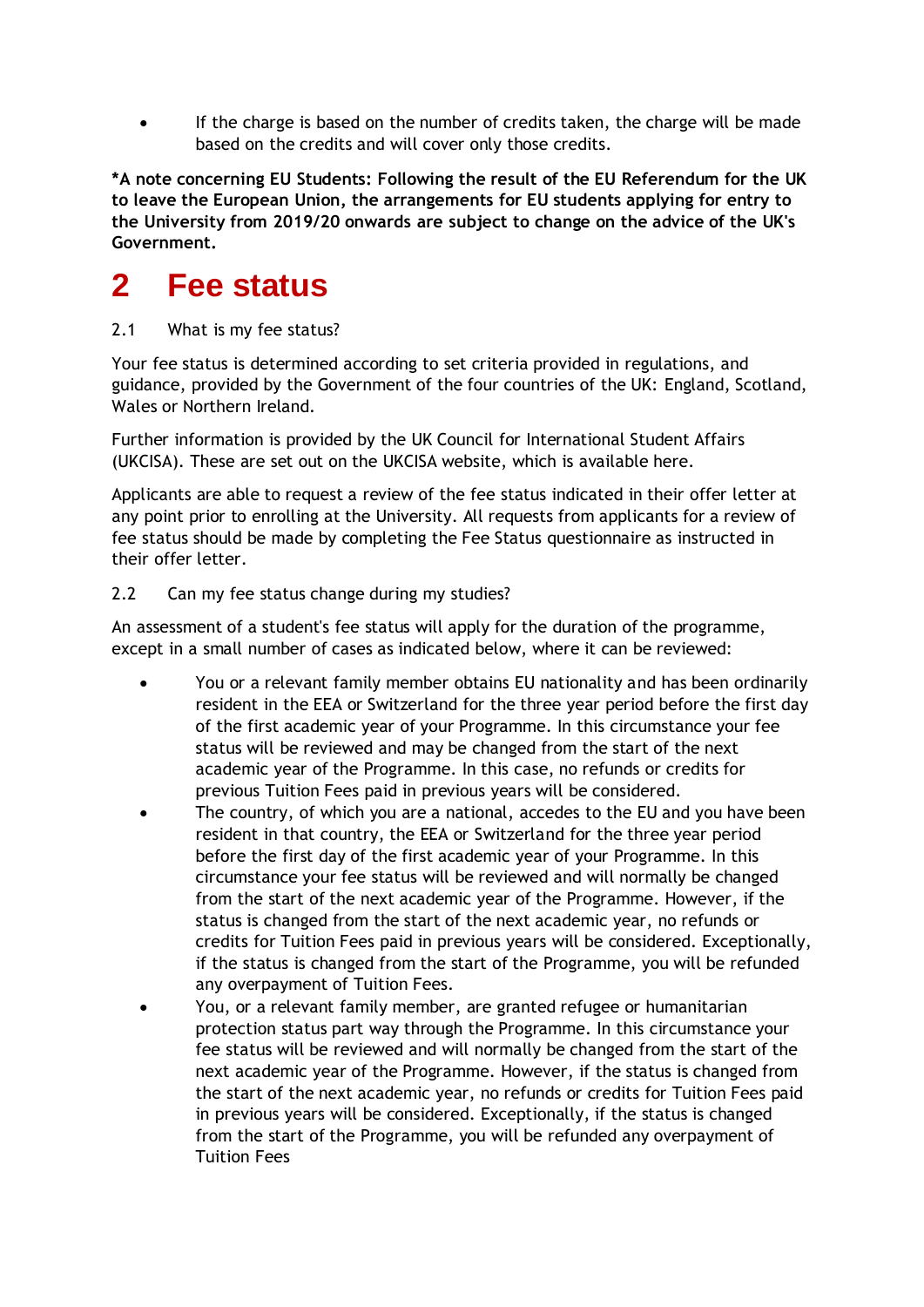- If the charge is based on the number of credits taken, the charge will be made based on the credits and will cover only those credits.

**\*A note concerning EU Students: Following the result of the EU Referendum for the UK to leave the European Union, the arrangements for EU students applying for entry to the University from 2019/20 onwards are subject to change on the advice of the UK's Government.**

# 2 Fee status

2.1 What is my fee status?

Your fee status is determined according to set criteria provided in regulations, and guidance, provided by the Government of the four countries of the UK: England, Scotland, Wales or Northern Ireland.

Further information is provided by the UK Council for International Student Affairs (UKCISA). These are set out on the UKCISA website, which is available here.

Applicants are able to request a review of the fee status indicated in their offer letter at any point prior to enrolling at the University. All requests from applicants for a review of fee status should be made by completing the Fee Status questionnaire as instructed in their offer letter.

2.2 Can my fee status change during my studies?

An assessment of a student's fee status will apply for the duration of the programme, except in a small number of cases as indicated below, where it can be reviewed:

- You or a relevant family member obtains EU nationality and has been ordinarily resident in the EEA or Switzerland for the three year period before the first day of the first academic year of your Programme. In this circumstance your fee status will be reviewed and may be changed from the start of the next academic year of the Programme. In this case, no refunds or credits for previous Tuition Fees paid in previous years will be considered.
- The country, of which you are a national, accedes to the EU and you have been resident in that country, the EEA or Switzerland for the three year period before the first day of the first academic year of your Programme. In this circumstance your fee status will be reviewed and will normally be changed from the start of the next academic year of the Programme. However, if the status is changed from the start of the next academic year, no refunds or credits for Tuition Fees paid in previous years will be considered. Exceptionally, if the status is changed from the start of the Programme, you will be refunded any overpayment of Tuition Fees.
- You, or a relevant family member, are granted refugee or humanitarian protection status part way through the Programme. In this circumstance your fee status will be reviewed and will normally be changed from the start of the next academic year of the Programme. However, if the status is changed from the start of the next academic year, no refunds or credits for Tuition Fees paid in previous years will be considered. Exceptionally, if the status is changed from the start of the Programme, you will be refunded any overpayment of Tuition Fees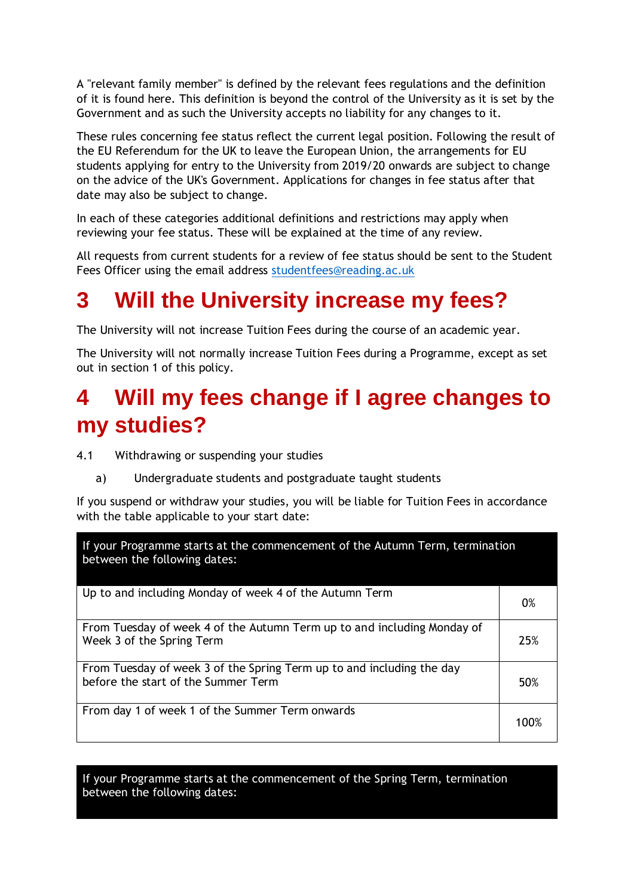A "relevant family member" is defined by the relevant fees regulations and the definition of it is found here. This definition is beyond the control of the University as it is set by the Government and as such the University accepts no liability for any changes to it.

These rules concerning fee status reflect the current legal position. Following the result of the EU Referendum for the UK to leave the European Union, the arrangements for EU students applying for entry to the University from 2019/20 onwards are subject to change on the advice of the UK's Government. Applications for changes in fee status after that date may also be subject to change.

In each of these categories additional definitions and restrictions may apply when reviewing your fee status. These will be explained at the time of any review.

All requests from current students for a review of fee status should be sent to the Student Fees Officer using the email address studentfees@reading.ac.uk

# 3 Will the University increase my fees?

The University will not increase Tuition Fees during the course of an academic year.

The University will not normally increase Tuition Fees during a Programme, except as set out in section 1 of this policy.

# 4 Will my fees change if I agree changes to my studies?

4.1 Withdrawing or suspending your studies

a) Undergraduate students and postgraduate taught students

If you suspend or withdraw your studies, you will be liable for Tuition Fees in accordance with the table applicable to your start date:

| If your Programme starts at the commencement of the Autumn Term, termination between the following dates: | |
|---|---|
| Up to and including Monday of week 4 of the Autumn Term | 0% |
| From Tuesday of week 4 of the Autumn Term up to and including Monday of Week 3 of the Spring Term | 25% |
| From Tuesday of week 3 of the Spring Term up to and including the day before the start of the Summer Term | 50% |
| From day 1 of week 1 of the Summer Term onwards | 100% |

| If your Programme starts at the commencement of the Spring Term, termination between the following dates: | |
|---|---|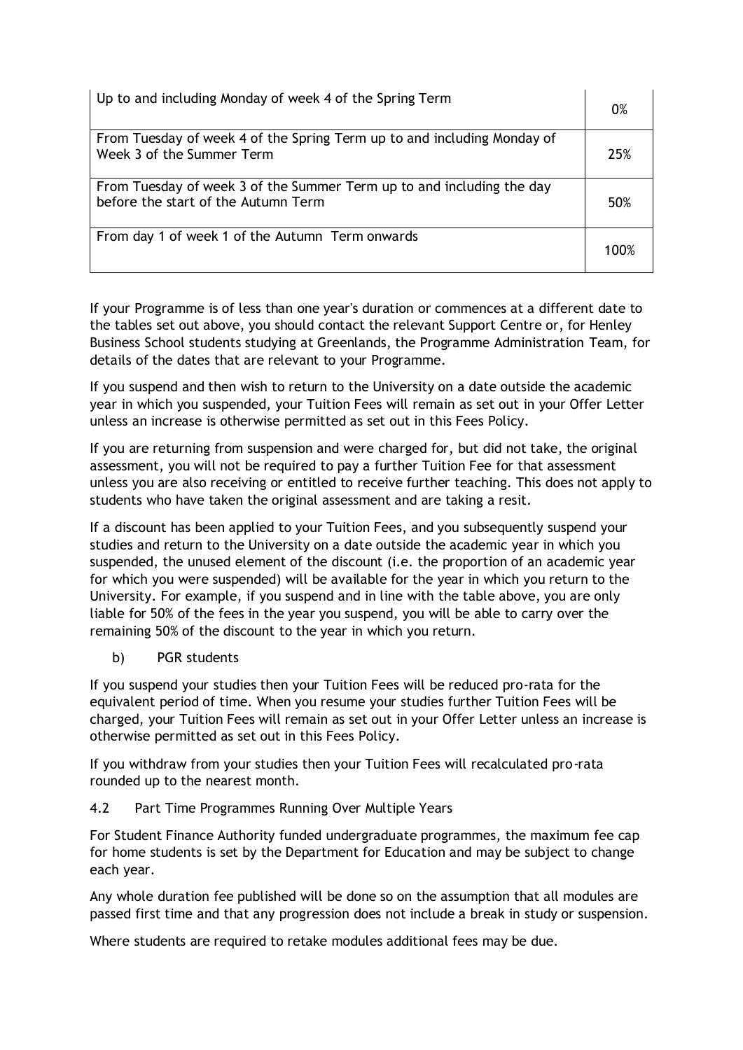| Up to and including Monday of week 4 of the Spring Term | 0% |
| --- | --- |
| From Tuesday of week 4 of the Spring Term up to and including Monday of Week 3 of the Summer Term | 25% |
| From Tuesday of week 3 of the Summer Term up to and including the day before the start of the Autumn Term | 50% |
| From day 1 of week 1 of the Autumn Term onwards | 100% |

If your Programme is of less than one year's duration or commences at a different date to the tables set out above, you should contact the relevant Support Centre or, for Henley Business School students studying at Greenlands, the Programme Administration Team, for details of the dates that are relevant to your Programme.

If you suspend and then wish to return to the University on a date outside the academic year in which you suspended, your Tuition Fees will remain as set out in your Offer Letter unless an increase is otherwise permitted as set out in this Fees Policy.

If you are returning from suspension and were charged for, but did not take, the original assessment, you will not be required to pay a further Tuition Fee for that assessment unless you are also receiving or entitled to receive further teaching. This does not apply to students who have taken the original assessment and are taking a resit.

If a discount has been applied to your Tuition Fees, and you subsequently suspend your studies and return to the University on a date outside the academic year in which you suspended, the unused element of the discount (i.e. the proportion of an academic year for which you were suspended) will be available for the year in which you return to the University. For example, if you suspend and in line with the table above, you are only liable for 50% of the fees in the year you suspend, you will be able to carry over the remaining 50% of the discount to the year in which you return.

b) PGR students

If you suspend your studies then your Tuition Fees will be reduced pro-rata for the equivalent period of time. When you resume your studies further Tuition Fees will be charged, your Tuition Fees will remain as set out in your Offer Letter unless an increase is otherwise permitted as set out in this Fees Policy.

If you withdraw from your studies then your Tuition Fees will recalculated pro-rata rounded up to the nearest month.

4.2 Part Time Programmes Running Over Multiple Years

For Student Finance Authority funded undergraduate programmes, the maximum fee cap for home students is set by the Department for Education and may be subject to change each year.

Any whole duration fee published will be done so on the assumption that all modules are passed first time and that any progression does not include a break in study or suspension.

Where students are required to retake modules additional fees may be due.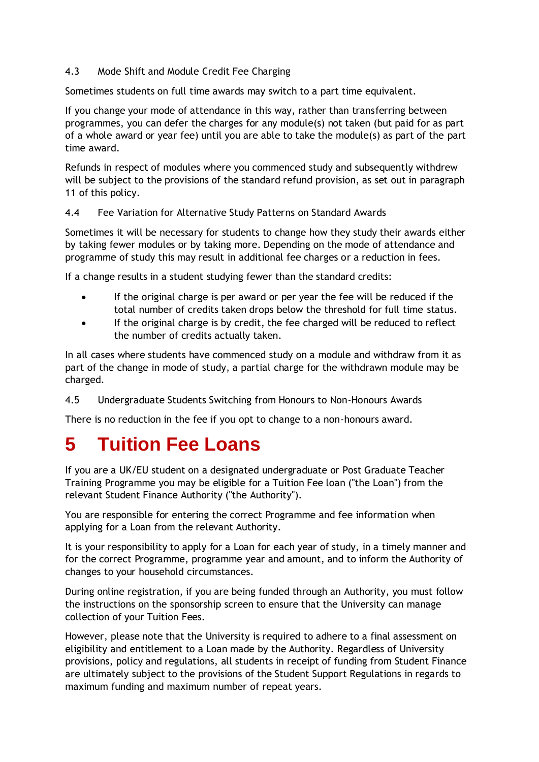### 4.3 Mode Shift and Module Credit Fee Charging

Sometimes students on full time awards may switch to a part time equivalent.

If you change your mode of attendance in this way, rather than transferring between programmes, you can defer the charges for any module(s) not taken (but paid for as part of a whole award or year fee) until you are able to take the module(s) as part of the part time award.

Refunds in respect of modules where you commenced study and subsequently withdrew will be subject to the provisions of the standard refund provision, as set out in paragraph 11 of this policy.

### 4.4 Fee Variation for Alternative Study Patterns on Standard Awards

Sometimes it will be necessary for students to change how they study their awards either by taking fewer modules or by taking more. Depending on the mode of attendance and programme of study this may result in additional fee charges or a reduction in fees.

If a change results in a student studying fewer than the standard credits:

- If the original charge is per award or per year the fee will be reduced if the total number of credits taken drops below the threshold for full time status.
- If the original charge is by credit, the fee charged will be reduced to reflect the number of credits actually taken.

In all cases where students have commenced study on a module and withdraw from it as part of the change in mode of study, a partial charge for the withdrawn module may be charged.

### 4.5 Undergraduate Students Switching from Honours to Non-Honours Awards

There is no reduction in the fee if you opt to change to a non-honours award.

# 5 Tuition Fee Loans

If you are a UK/EU student on a designated undergraduate or Post Graduate Teacher Training Programme you may be eligible for a Tuition Fee loan ("the Loan") from the relevant Student Finance Authority ("the Authority").

You are responsible for entering the correct Programme and fee information when applying for a Loan from the relevant Authority.

It is your responsibility to apply for a Loan for each year of study, in a timely manner and for the correct Programme, programme year and amount, and to inform the Authority of changes to your household circumstances.

During online registration, if you are being funded through an Authority, you must follow the instructions on the sponsorship screen to ensure that the University can manage collection of your Tuition Fees.

However, please note that the University is required to adhere to a final assessment on eligibility and entitlement to a Loan made by the Authority. Regardless of University provisions, policy and regulations, all students in receipt of funding from Student Finance are ultimately subject to the provisions of the Student Support Regulations in regards to maximum funding and maximum number of repeat years.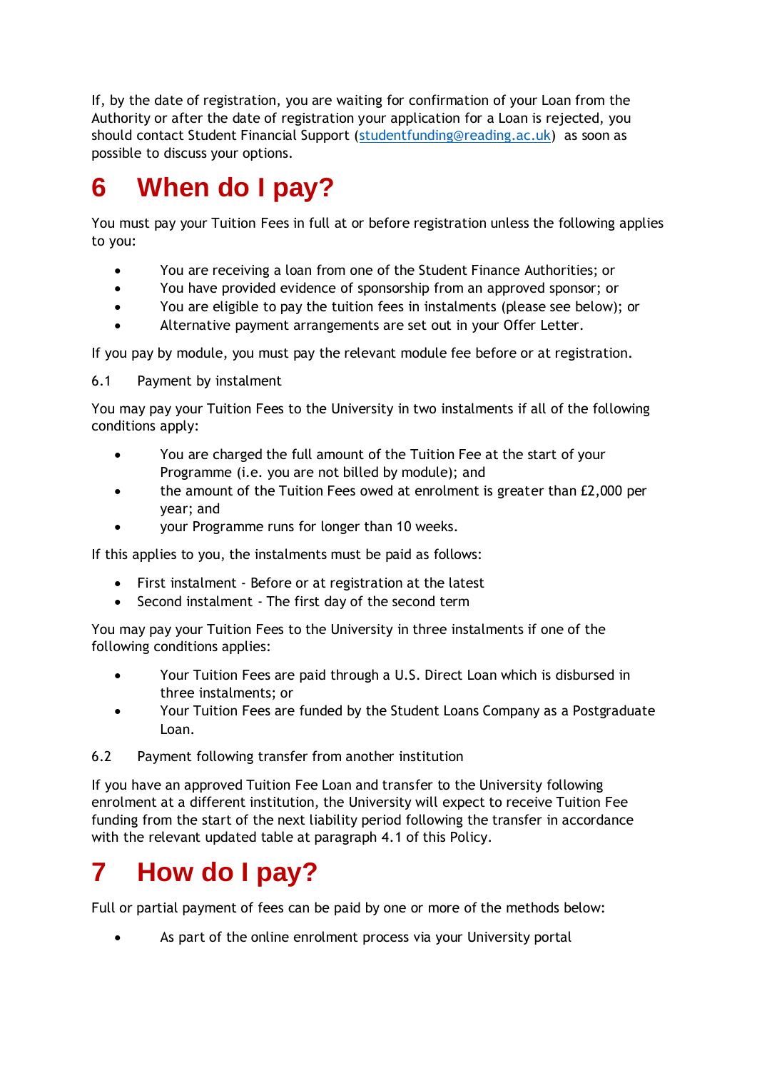If, by the date of registration, you are waiting for confirmation of your Loan from the Authority or after the date of registration your application for a Loan is rejected, you should contact Student Financial Support (studentfunding@reading.ac.uk) as soon as possible to discuss your options.

# 6 When do I pay?

You must pay your Tuition Fees in full at or before registration unless the following applies to you:

- You are receiving a loan from one of the Student Finance Authorities; or
- You have provided evidence of sponsorship from an approved sponsor; or
- You are eligible to pay the tuition fees in instalments (please see below); or
- Alternative payment arrangements are set out in your Offer Letter.

If you pay by module, you must pay the relevant module fee before or at registration.

### 6.1 Payment by instalment

You may pay your Tuition Fees to the University in two instalments if all of the following conditions apply:

- You are charged the full amount of the Tuition Fee at the start of your Programme (i.e. you are not billed by module); and
- the amount of the Tuition Fees owed at enrolment is greater than £2,000 per year; and
- your Programme runs for longer than 10 weeks.

If this applies to you, the instalments must be paid as follows:

- First instalment - Before or at registration at the latest
- Second instalment - The first day of the second term

You may pay your Tuition Fees to the University in three instalments if one of the following conditions applies:

- Your Tuition Fees are paid through a U.S. Direct Loan which is disbursed in three instalments; or
- Your Tuition Fees are funded by the Student Loans Company as a Postgraduate Loan.

### 6.2 Payment following transfer from another institution

If you have an approved Tuition Fee Loan and transfer to the University following enrolment at a different institution, the University will expect to receive Tuition Fee funding from the start of the next liability period following the transfer in accordance with the relevant updated table at paragraph 4.1 of this Policy.

# 7 How do I pay?

Full or partial payment of fees can be paid by one or more of the methods below:

- As part of the online enrolment process via your University portal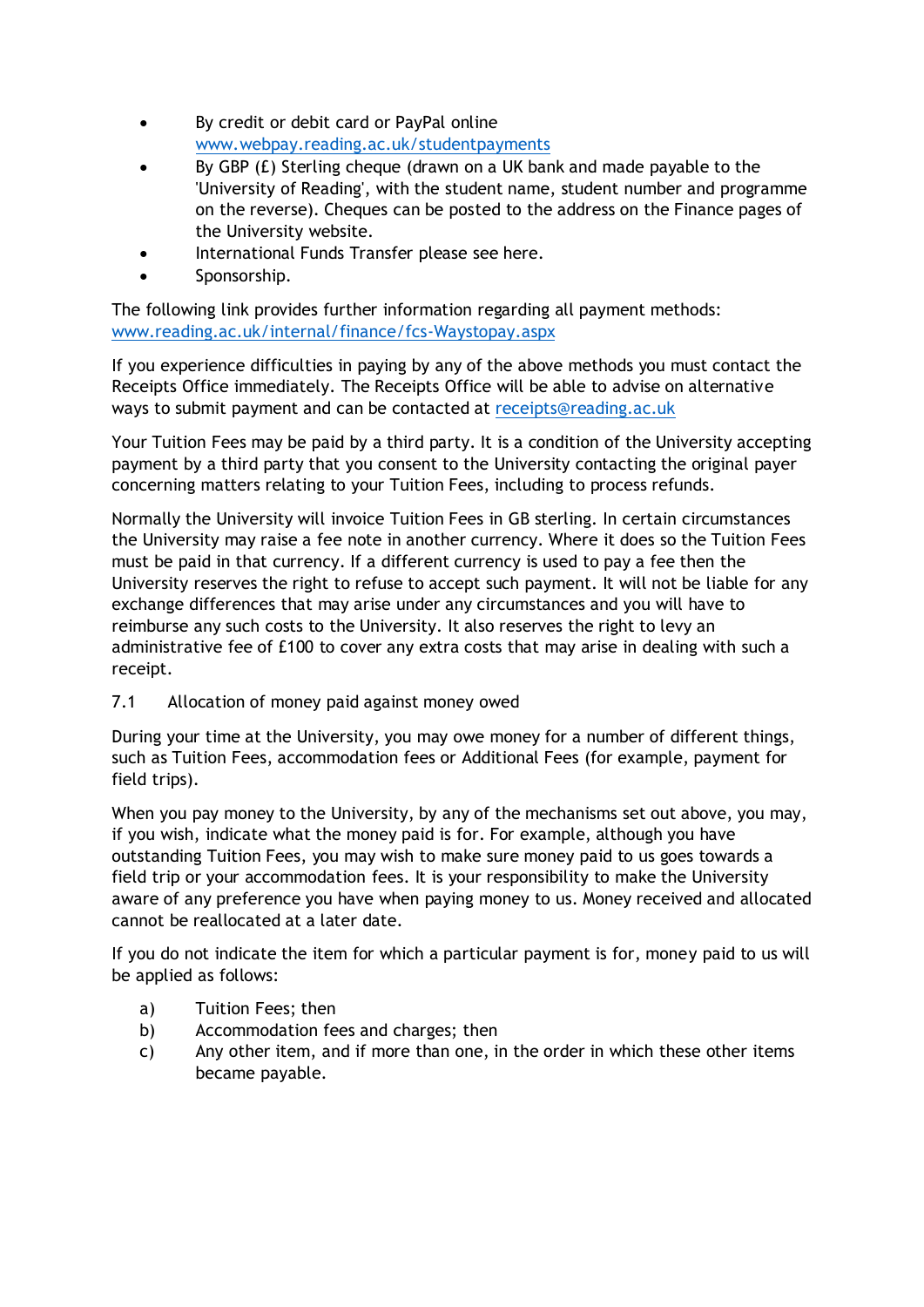- By credit or debit card or PayPal online www.webpay.reading.ac.uk/studentpayments
- By GBP (£) Sterling cheque (drawn on a UK bank and made payable to the 'University of Reading', with the student name, student number and programme on the reverse). Cheques can be posted to the address on the Finance pages of the University website.
- International Funds Transfer please see here.
- Sponsorship.

The following link provides further information regarding all payment methods: www.reading.ac.uk/internal/finance/fcs-Waystopay.aspx

If you experience difficulties in paying by any of the above methods you must contact the Receipts Office immediately. The Receipts Office will be able to advise on alternative ways to submit payment and can be contacted at receipts@reading.ac.uk

Your Tuition Fees may be paid by a third party. It is a condition of the University accepting payment by a third party that you consent to the University contacting the original payer concerning matters relating to your Tuition Fees, including to process refunds.

Normally the University will invoice Tuition Fees in GB sterling. In certain circumstances the University may raise a fee note in another currency. Where it does so the Tuition Fees must be paid in that currency. If a different currency is used to pay a fee then the University reserves the right to refuse to accept such payment. It will not be liable for any exchange differences that may arise under any circumstances and you will have to reimburse any such costs to the University. It also reserves the right to levy an administrative fee of £100 to cover any extra costs that may arise in dealing with such a receipt.

7.1 Allocation of money paid against money owed

During your time at the University, you may owe money for a number of different things, such as Tuition Fees, accommodation fees or Additional Fees (for example, payment for field trips).

When you pay money to the University, by any of the mechanisms set out above, you may, if you wish, indicate what the money paid is for. For example, although you have outstanding Tuition Fees, you may wish to make sure money paid to us goes towards a field trip or your accommodation fees. It is your responsibility to make the University aware of any preference you have when paying money to us. Money received and allocated cannot be reallocated at a later date.

If you do not indicate the item for which a particular payment is for, money paid to us will be applied as follows:

a) Tuition Fees; then
b) Accommodation fees and charges; then
c) Any other item, and if more than one, in the order in which these other items became payable.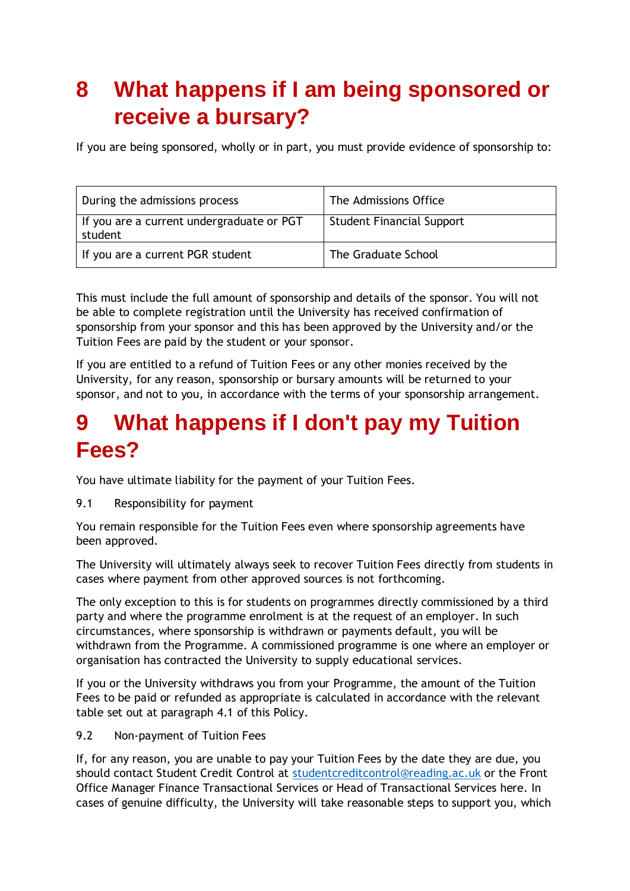# 8 What happens if I am being sponsored or receive a bursary?

If you are being sponsored, wholly or in part, you must provide evidence of sponsorship to:

| During the admissions process | The Admissions Office |
| --- | --- |
| If you are a current undergraduate or PGT student | Student Financial Support |
| If you are a current PGR student | The Graduate School |

This must include the full amount of sponsorship and details of the sponsor. You will not be able to complete registration until the University has received confirmation of sponsorship from your sponsor and this has been approved by the University and/or the Tuition Fees are paid by the student or your sponsor.

If you are entitled to a refund of Tuition Fees or any other monies received by the University, for any reason, sponsorship or bursary amounts will be returned to your sponsor, and not to you, in accordance with the terms of your sponsorship arrangement.

# 9 What happens if I don't pay my Tuition Fees?

You have ultimate liability for the payment of your Tuition Fees.

9.1 Responsibility for payment

You remain responsible for the Tuition Fees even where sponsorship agreements have been approved.

The University will ultimately always seek to recover Tuition Fees directly from students in cases where payment from other approved sources is not forthcoming.

The only exception to this is for students on programmes directly commissioned by a third party and where the programme enrolment is at the request of an employer. In such circumstances, where sponsorship is withdrawn or payments default, you will be withdrawn from the Programme. A commissioned programme is one where an employer or organisation has contracted the University to supply educational services.

If you or the University withdraws you from your Programme, the amount of the Tuition Fees to be paid or refunded as appropriate is calculated in accordance with the relevant table set out at paragraph 4.1 of this Policy.

9.2 Non-payment of Tuition Fees

If, for any reason, you are unable to pay your Tuition Fees by the date they are due, you should contact Student Credit Control at studentcreditcontrol@reading.ac.uk or the Front Office Manager Finance Transactional Services or Head of Transactional Services here. In cases of genuine difficulty, the University will take reasonable steps to support you, which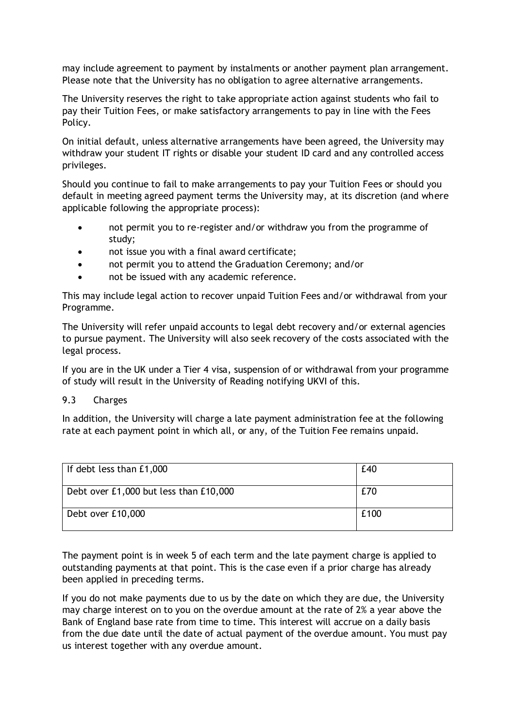may include agreement to payment by instalments or another payment plan arrangement. Please note that the University has no obligation to agree alternative arrangements.

The University reserves the right to take appropriate action against students who fail to pay their Tuition Fees, or make satisfactory arrangements to pay in line with the Fees Policy.

On initial default, unless alternative arrangements have been agreed, the University may withdraw your student IT rights or disable your student ID card and any controlled access privileges.

Should you continue to fail to make arrangements to pay your Tuition Fees or should you default in meeting agreed payment terms the University may, at its discretion (and where applicable following the appropriate process):

- not permit you to re-register and/or withdraw you from the programme of study;
- not issue you with a final award certificate;
- not permit you to attend the Graduation Ceremony; and/or
- not be issued with any academic reference.

This may include legal action to recover unpaid Tuition Fees and/or withdrawal from your Programme.

The University will refer unpaid accounts to legal debt recovery and/or external agencies to pursue payment. The University will also seek recovery of the costs associated with the legal process.

If you are in the UK under a Tier 4 visa, suspension of or withdrawal from your programme of study will result in the University of Reading notifying UKVI of this.

### 9.3 Charges

In addition, the University will charge a late payment administration fee at the following rate at each payment point in which all, or any, of the Tuition Fee remains unpaid.

| | |
|---|---|
| If debt less than £1,000 | £40 |
| Debt over £1,000 but less than £10,000 | £70 |
| Debt over £10,000 | £100 |

The payment point is in week 5 of each term and the late payment charge is applied to outstanding payments at that point. This is the case even if a prior charge has already been applied in preceding terms.

If you do not make payments due to us by the date on which they are due, the University may charge interest on to you on the overdue amount at the rate of 2% a year above the Bank of England base rate from time to time. This interest will accrue on a daily basis from the due date until the date of actual payment of the overdue amount. You must pay us interest together with any overdue amount.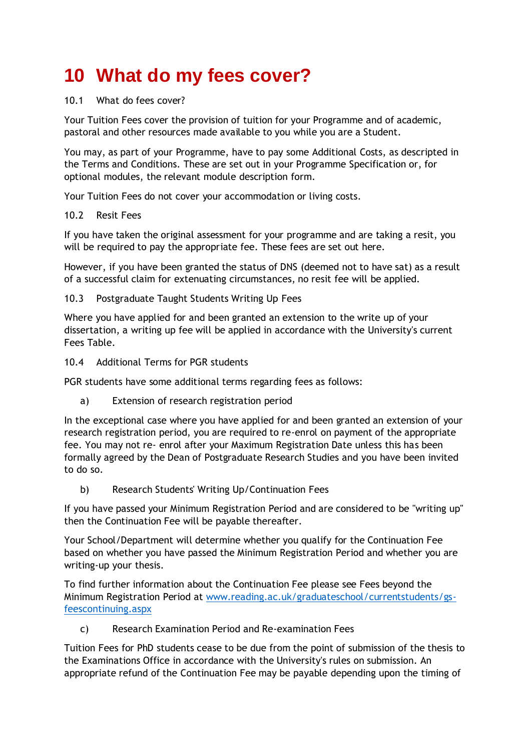# 10 What do my fees cover?

## 10.1 What do fees cover?

Your Tuition Fees cover the provision of tuition for your Programme and of academic, pastoral and other resources made available to you while you are a Student.

You may, as part of your Programme, have to pay some Additional Costs, as described in the Terms and Conditions. These are set out in your Programme Specification or, for optional modules, the relevant module description form.

Your Tuition Fees do not cover your accommodation or living costs.

## 10.2 Resit Fees

If you have taken the original assessment for your programme and are taking a resit, you will be required to pay the appropriate fee. These fees are set out here.

However, if you have been granted the status of DNS (deemed not to have sat) as a result of a successful claim for extenuating circumstances, no resit fee will be applied.

## 10.3 Postgraduate Taught Students Writing Up Fees

Where you have applied for and been granted an extension to the write up of your dissertation, a writing up fee will be applied in accordance with the University's current Fees Table.

## 10.4 Additional Terms for PGR students

PGR students have some additional terms regarding fees as follows:

a) Extension of research registration period

In the exceptional case where you have applied for and been granted an extension of your research registration period, you are required to re-enrol on payment of the appropriate fee. You may not re- enrol after your Maximum Registration Date unless this has been formally agreed by the Dean of Postgraduate Research Studies and you have been invited to do so.

b) Research Students' Writing Up/Continuation Fees

If you have passed your Minimum Registration Period and are considered to be "writing up" then the Continuation Fee will be payable thereafter.

Your School/Department will determine whether you qualify for the Continuation Fee based on whether you have passed the Minimum Registration Period and whether you are writing-up your thesis.

To find further information about the Continuation Fee please see Fees beyond the Minimum Registration Period at [www.reading.ac.uk/graduateschool/currentstudents/gs-feescontinuing.aspx](http://www.reading.ac.uk/graduateschool/currentstudents/gs-feescontinuing.aspx)

c) Research Examination Period and Re-examination Fees

Tuition Fees for PhD students cease to be due from the point of submission of the thesis to the Examinations Office in accordance with the University's rules on submission. An appropriate refund of the Continuation Fee may be payable depending upon the timing of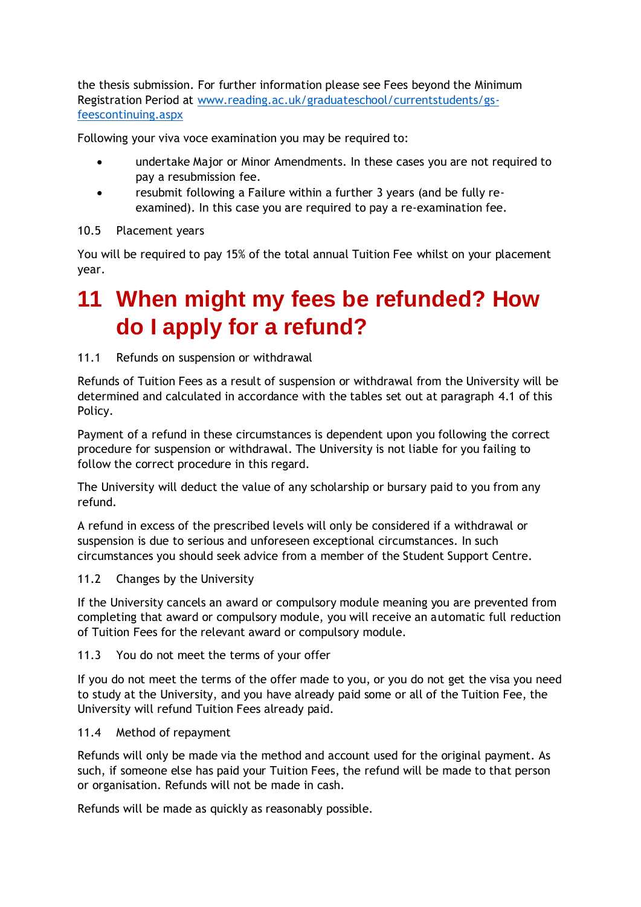the thesis submission. For further information please see Fees beyond the Minimum Registration Period at [www.reading.ac.uk/graduateschool/currentstudents/gs-feescontinuing.aspx](www.reading.ac.uk/graduateschool/currentstudents/gs-feescontinuing.aspx)

Following your viva voce examination you may be required to:

- undertake Major or Minor Amendments. In these cases you are not required to pay a resubmission fee.
- resubmit following a Failure within a further 3 years (and be fully re-examined). In this case you are required to pay a re-examination fee.

10.5 Placement years

You will be required to pay 15% of the total annual Tuition Fee whilst on your placement year.

# 11 When might my fees be refunded? How do I apply for a refund?

11.1 Refunds on suspension or withdrawal

Refunds of Tuition Fees as a result of suspension or withdrawal from the University will be determined and calculated in accordance with the tables set out at paragraph 4.1 of this Policy.

Payment of a refund in these circumstances is dependent upon you following the correct procedure for suspension or withdrawal. The University is not liable for you failing to follow the correct procedure in this regard.

The University will deduct the value of any scholarship or bursary paid to you from any refund.

A refund in excess of the prescribed levels will only be considered if a withdrawal or suspension is due to serious and unforeseen exceptional circumstances. In such circumstances you should seek advice from a member of the Student Support Centre.

11.2 Changes by the University

If the University cancels an award or compulsory module meaning you are prevented from completing that award or compulsory module, you will receive an automatic full reduction of Tuition Fees for the relevant award or compulsory module.

11.3 You do not meet the terms of your offer

If you do not meet the terms of the offer made to you, or you do not get the visa you need to study at the University, and you have already paid some or all of the Tuition Fee, the University will refund Tuition Fees already paid.

11.4 Method of repayment

Refunds will only be made via the method and account used for the original payment. As such, if someone else has paid your Tuition Fees, the refund will be made to that person or organisation. Refunds will not be made in cash.

Refunds will be made as quickly as reasonably possible.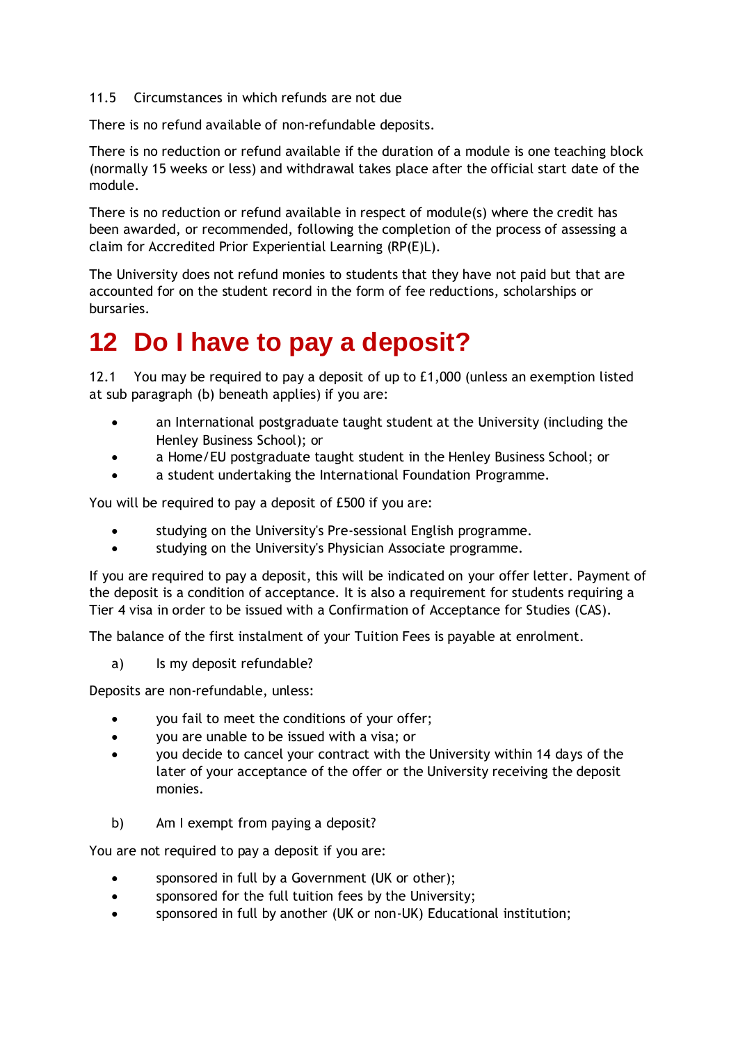11.5 Circumstances in which refunds are not due

There is no refund available of non-refundable deposits.

There is no reduction or refund available if the duration of a module is one teaching block (normally 15 weeks or less) and withdrawal takes place after the official start date of the module.

There is no reduction or refund available in respect of module(s) where the credit has been awarded, or recommended, following the completion of the process of assessing a claim for Accredited Prior Experiential Learning (RP(E)L).

The University does not refund monies to students that they have not paid but that are accounted for on the student record in the form of fee reductions, scholarships or bursaries.

# 12 Do I have to pay a deposit?

12.1 You may be required to pay a deposit of up to £1,000 (unless an exemption listed at sub paragraph (b) beneath applies) if you are:

- an International postgraduate taught student at the University (including the Henley Business School); or
- a Home/EU postgraduate taught student in the Henley Business School; or
- a student undertaking the International Foundation Programme.

You will be required to pay a deposit of £500 if you are:

- studying on the University's Pre-sessional English programme.
- studying on the University's Physician Associate programme.

If you are required to pay a deposit, this will be indicated on your offer letter. Payment of the deposit is a condition of acceptance. It is also a requirement for students requiring a Tier 4 visa in order to be issued with a Confirmation of Acceptance for Studies (CAS).

The balance of the first instalment of your Tuition Fees is payable at enrolment.

a) Is my deposit refundable?

Deposits are non-refundable, unless:

- you fail to meet the conditions of your offer;
- you are unable to be issued with a visa; or
- you decide to cancel your contract with the University within 14 days of the later of your acceptance of the offer or the University receiving the deposit monies.

b) Am I exempt from paying a deposit?

You are not required to pay a deposit if you are:

- sponsored in full by a Government (UK or other);
- sponsored for the full tuition fees by the University;
- sponsored in full by another (UK or non-UK) Educational institution;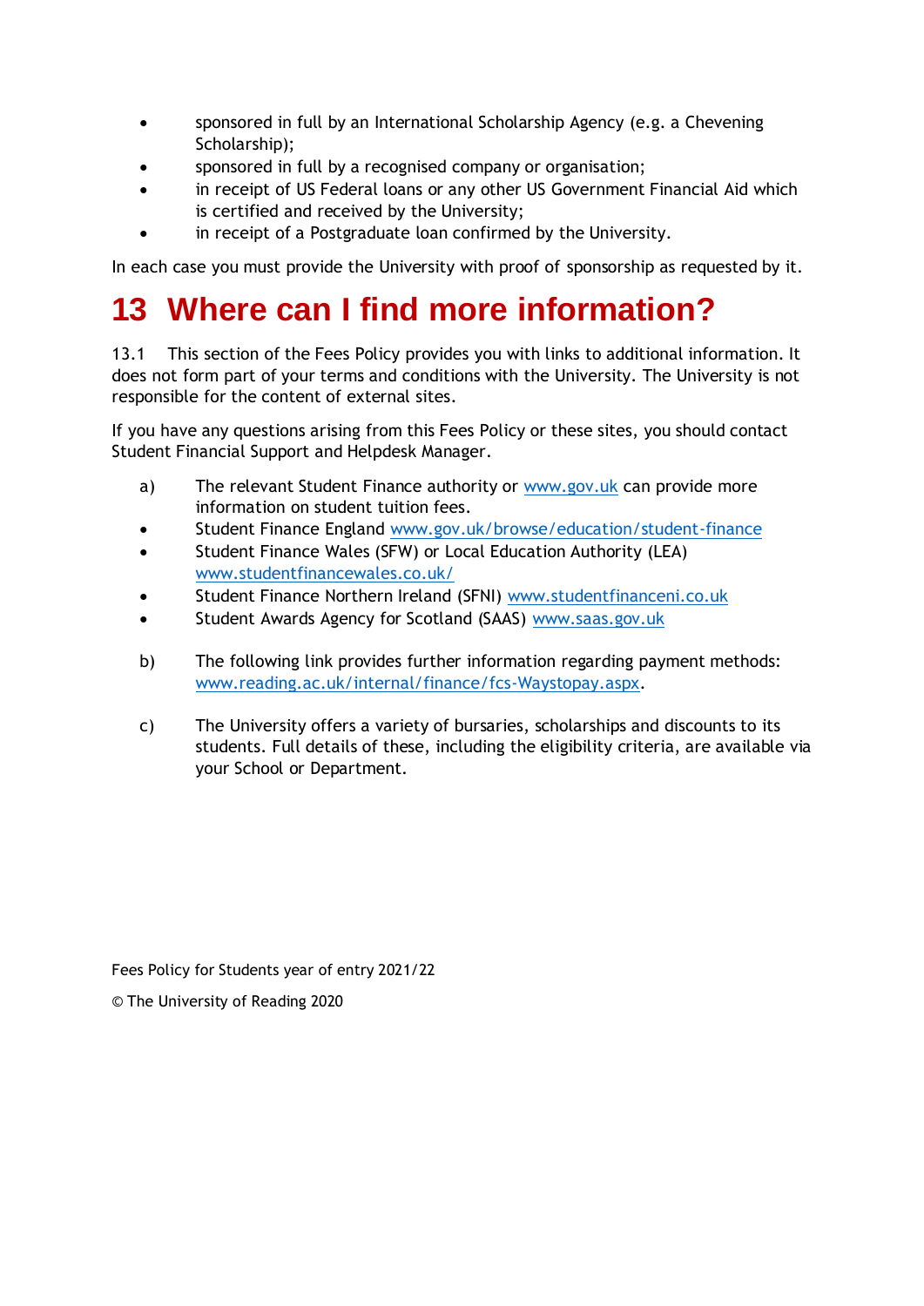- sponsored in full by an International Scholarship Agency (e.g. a Chevening Scholarship);
- sponsored in full by a recognised company or organisation;
- in receipt of US Federal loans or any other US Government Financial Aid which is certified and received by the University;
- in receipt of a Postgraduate loan confirmed by the University.

In each case you must provide the University with proof of sponsorship as requested by it.

# 13 Where can I find more information?

13.1 This section of the Fees Policy provides you with links to additional information. It does not form part of your terms and conditions with the University. The University is not responsible for the content of external sites.

If you have any questions arising from this Fees Policy or these sites, you should contact Student Financial Support and Helpdesk Manager.

a) The relevant Student Finance authority or www.gov.uk can provide more information on student tuition fees.

- Student Finance England www.gov.uk/browse/education/student-finance
- Student Finance Wales (SFW) or Local Education Authority (LEA) www.studentfinancewales.co.uk/
- Student Finance Northern Ireland (SFNI) www.studentfinanceni.co.uk
- Student Awards Agency for Scotland (SAAS) www.saas.gov.uk

b) The following link provides further information regarding payment methods: www.reading.ac.uk/internal/finance/fcs-Waystopay.aspx.

c) The University offers a variety of bursaries, scholarships and discounts to its students. Full details of these, including the eligibility criteria, are available via your School or Department.

Fees Policy for Students year of entry 2021/22

© The University of Reading 2020